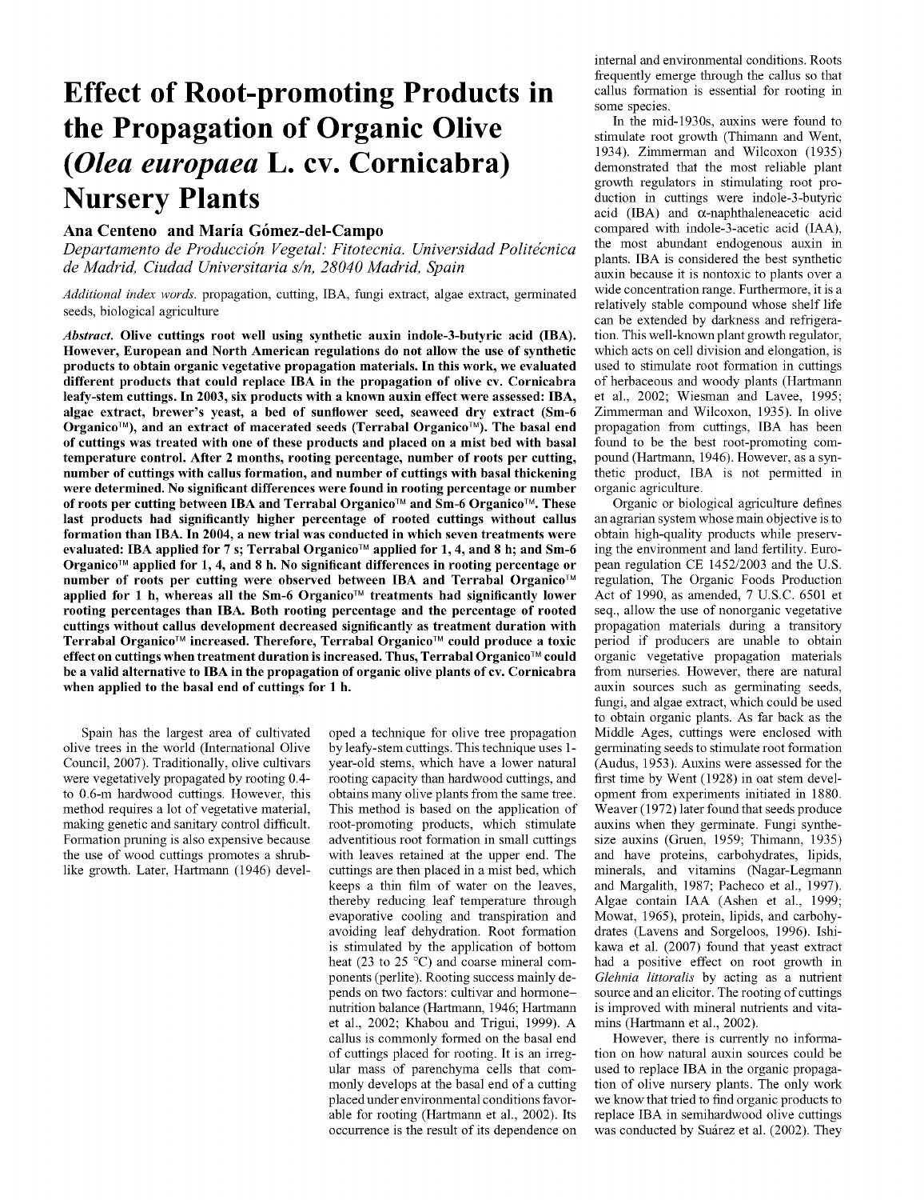# Effect of Root-promoting Products in the Propagation of Organic Olive (*Olea europaea* L. cv. Cornicabra) Nursery Plants

**Ana Centeno and María Gómez-del-Campo**

*Departamento de Producción Vegetal: Fitotecnia. Universidad Politécnica de Madrid, Ciudad Universitaria s/n, 28040 Madrid, Spain*

*Additional index words.* propagation, cutting, IBA, fungi extract, algae extract, germinated seeds, biological agriculture

***Abstract.*** **Olive cuttings root well using synthetic auxin indole-3-butyric acid (IBA). However, European and North American regulations do not allow the use of synthetic products to obtain organic vegetative propagation materials. In this work, we evaluated different products that could replace IBA in the propagation of olive cv. Cornicabra leafy-stem cuttings. In 2003, six products with a known auxin effect were assessed: IBA, algae extract, brewer's yeast, a bed of sunflower seed, seaweed dry extract (Sm-6 Organico™), and an extract of macerated seeds (Terrabal Organico™). The basal end of cuttings was treated with one of these products and placed on a mist bed with basal temperature control. After 2 months, rooting percentage, number of roots per cutting, number of cuttings with callus formation, and number of cuttings with basal thickening were determined. No significant differences were found in rooting percentage or number of roots per cutting between IBA and Terrabal Organico™ and Sm-6 Organico™. These last products had significantly higher percentage of rooted cuttings without callus formation than IBA. In 2004, a new trial was conducted in which seven treatments were evaluated: IBA applied for 7 s; Terrabal Organico™ applied for 1, 4, and 8 h; and Sm-6 Organico™ applied for 1, 4, and 8 h. No significant differences in rooting percentage or number of roots per cutting were observed between IBA and Terrabal Organico™ applied for 1 h, whereas all the Sm-6 Organico™ treatments had significantly lower rooting percentages than IBA. Both rooting percentage and the percentage of rooted cuttings without callus development decreased significantly as treatment duration with Terrabal Organico™ increased. Therefore, Terrabal Organico™ could produce a toxic effect on cuttings when treatment duration is increased. Thus, Terrabal Organico™ could be a valid alternative to IBA in the propagation of organic olive plants of cv. Cornicabra when applied to the basal end of cuttings for 1 h.**

Spain has the largest area of cultivated olive trees in the world (International Olive Council, 2007). Traditionally, olive cultivars were vegetatively propagated by rooting 0.4- to 0.6-m hardwood cuttings. However, this method requires a lot of vegetative material, making genetic and sanitary control difficult. Formation pruning is also expensive because the use of wood cuttings promotes a shrub-like growth. Later, Hartmann (1946) developed a technique for olive tree propagation by leafy-stem cuttings. This technique uses 1-year-old stems, which have a lower natural rooting capacity than hardwood cuttings, and obtains many olive plants from the same tree. This method is based on the application of root-promoting products, which stimulate adventitious root formation in small cuttings with leaves retained at the upper end. The cuttings are then placed in a mist bed, which keeps a thin film of water on the leaves, thereby reducing leaf temperature through evaporative cooling and transpiration and avoiding leaf dehydration. Root formation is stimulated by the application of bottom heat (23 to 25 °C) and coarse mineral components (perlite). Rooting success mainly depends on two factors: cultivar and hormone–nutrition balance (Hartmann, 1946; Hartmann et al., 2002; Khabou and Trigui, 1999). A callus is commonly formed on the basal end of cuttings placed for rooting. It is an irregular mass of parenchyma cells that commonly develops at the basal end of a cutting placed under environmental conditions favorable for rooting (Hartmann et al., 2002). Its occurrence is the result of its dependence on internal and environmental conditions. Roots frequently emerge through the callus so that callus formation is essential for rooting in some species.

In the mid-1930s, auxins were found to stimulate root growth (Thimann and Went, 1934). Zimmerman and Wilcoxon (1935) demonstrated that the most reliable plant growth regulators in stimulating root production in cuttings were indole-3-butyric acid (IBA) and α-naphthaleneacetic acid compared with indole-3-acetic acid (IAA), the most abundant endogenous auxin in plants. IBA is considered the best synthetic auxin because it is nontoxic to plants over a wide concentration range. Furthermore, it is a relatively stable compound whose shelf life can be extended by darkness and refrigeration. This well-known plant growth regulator, which acts on cell division and elongation, is used to stimulate root formation in cuttings of herbaceous and woody plants (Hartmann et al., 2002; Wiesman and Lavee, 1995; Zimmerman and Wilcoxon, 1935). In olive propagation from cuttings, IBA has been found to be the best root-promoting compound (Hartmann, 1946). However, as a synthetic product, IBA is not permitted in organic agriculture.

Organic or biological agriculture defines an agrarian system whose main objective is to obtain high-quality products while preserving the environment and land fertility. European regulation CE 1452/2003 and the U.S. regulation, The Organic Foods Production Act of 1990, as amended, 7 U.S.C. 6501 et seq., allow the use of nonorganic vegetative propagation materials during a transitory period if producers are unable to obtain organic vegetative propagation materials from nurseries. However, there are natural auxin sources such as germinating seeds, fungi, and algae extract, which could be used to obtain organic plants. As far back as the Middle Ages, cuttings were enclosed with germinating seeds to stimulate root formation (Audus, 1953). Auxins were assessed for the first time by Went (1928) in oat stem development from experiments initiated in 1880. Weaver (1972) later found that seeds produce auxins when they germinate. Fungi synthesize auxins (Gruen, 1959; Thimann, 1935) and have proteins, carbohydrates, lipids, minerals, and vitamins (Nagar-Legmann and Margalith, 1987; Pacheco et al., 1997). Algae contain IAA (Ashen et al., 1999; Mowat, 1965), protein, lipids, and carbohydrates (Lavens and Sorgeloos, 1996). Ishikawa et al. (2007) found that yeast extract had a positive effect on root growth in *Glehnia littoralis* by acting as a nutrient source and an elicitor. The rooting of cuttings is improved with mineral nutrients and vitamins (Hartmann et al., 2002).

However, there is currently no information on how natural auxin sources could be used to replace IBA in the organic propagation of olive nursery plants. The only work we know that tried to find organic products to replace IBA in semihardwood olive cuttings was conducted by Suárez et al. (2002). They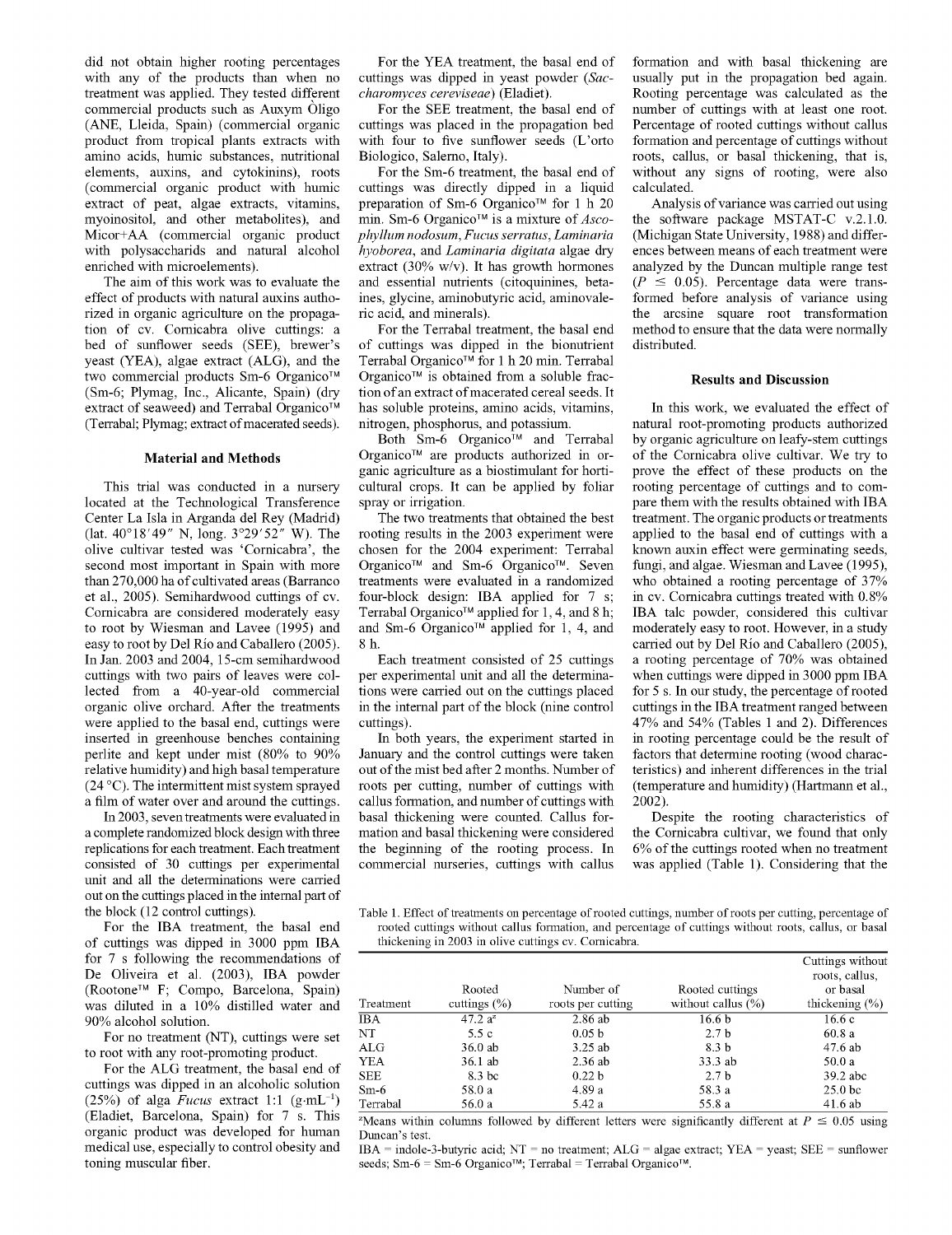did not obtain higher rooting percentages with any of the products than when no treatment was applied. They tested different commercial products such as Auxym Òligo (ANE, Lleida, Spain) (commercial organic product from tropical plants extracts with amino acids, humic substances, nutritional elements, auxins, and cytokinins), roots (commercial organic product with humic extract of peat, algae extracts, vitamins, myoinositol, and other metabolites), and Micor+AA (commercial organic product with polysaccharids and natural alcohol enriched with microelements).

The aim of this work was to evaluate the effect of products with natural auxins authorized in organic agriculture on the propagation of cv. Cornicabra olive cuttings: a bed of sunflower seeds (SEE), brewer's yeast (YEA), algae extract (ALG), and the two commercial products Sm-6 Organico™ (Sm-6; Plymag, Inc., Alicante, Spain) (dry extract of seaweed) and Terrabal Organico™ (Terrabal; Plymag; extract of macerated seeds).

## Material and Methods

This trial was conducted in a nursery located at the Technological Transference Center La Isla in Arganda del Rey (Madrid) (lat. 40°18′49″ N, long. 3°29′52″ W). The olive cultivar tested was 'Cornicabra', the second most important in Spain with more than 270,000 ha of cultivated areas (Barranco et al., 2005). Semihardwood cuttings of cv. Cornicabra are considered moderately easy to root by Wiesman and Lavee (1995) and easy to root by Del Río and Caballero (2005). In Jan. 2003 and 2004, 15-cm semihardwood cuttings with two pairs of leaves were collected from a 40-year-old commercial organic olive orchard. After the treatments were applied to the basal end, cuttings were inserted in greenhouse benches containing perlite and kept under mist (80% to 90% relative humidity) and high basal temperature (24 °C). The intermittent mist system sprayed a film of water over and around the cuttings.

In 2003, seven treatments were evaluated in a complete randomized block design with three replications for each treatment. Each treatment consisted of 30 cuttings per experimental unit and all the determinations were carried out on the cuttings placed in the internal part of the block (12 control cuttings).

For the IBA treatment, the basal end of cuttings was dipped in 3000 ppm IBA for 7 s following the recommendations of De Oliveira et al. (2003), IBA powder (Rootone™ F; Compo, Barcelona, Spain) was diluted in a 10% distilled water and 90% alcohol solution.

For no treatment (NT), cuttings were set to root with any root-promoting product.

For the ALG treatment, the basal end of cuttings was dipped in an alcoholic solution (25%) of alga *Fucus* extract 1:1 ($g\cdot mL^{-1}$) (Eladiet, Barcelona, Spain) for 7 s. This organic product was developed for human medical use, especially to control obesity and toning muscular fiber.

For the YEA treatment, the basal end of cuttings was dipped in yeast powder (*Saccharomyces cereviseae*) (Eladiet).

For the SEE treatment, the basal end of cuttings was placed in the propagation bed with four to five sunflower seeds (L'orto Biologico, Salerno, Italy).

For the Sm-6 treatment, the basal end of cuttings was directly dipped in a liquid preparation of Sm-6 Organico™ for 1 h 20 min. Sm-6 Organico™ is a mixture of *Ascophyllum nodosum*, *Fucus serratus*, *Laminaria hyoborea*, and *Laminaria digitata* algae dry extract (30% w/v). It has growth hormones and essential nutrients (citoquinines, betaines, glycine, aminobutyric acid, aminovaleric acid, and minerals).

For the Terrabal treatment, the basal end of cuttings was dipped in the bionutrient Terrabal Organico™ for 1 h 20 min. Terrabal Organico™ is obtained from a soluble fraction of an extract of macerated cereal seeds. It has soluble proteins, amino acids, vitamins, nitrogen, phosphorus, and potassium.

Both Sm-6 Organico™ and Terrabal Organico™ are products authorized in organic agriculture as a biostimulant for horticultural crops. It can be applied by foliar spray or irrigation.

The two treatments that obtained the best rooting results in the 2003 experiment were chosen for the 2004 experiment: Terrabal Organico™ and Sm-6 Organico™. Seven treatments were evaluated in a randomized four-block design: IBA applied for 7 s; Terrabal Organico™ applied for 1, 4, and 8 h; and Sm-6 Organico™ applied for 1, 4, and 8 h.

Each treatment consisted of 25 cuttings per experimental unit and all the determinations were carried out on the cuttings placed in the internal part of the block (nine control cuttings).

In both years, the experiment started in January and the control cuttings were taken out of the mist bed after 2 months. Number of roots per cutting, number of cuttings with callus formation, and number of cuttings with basal thickening were counted. Callus formation and basal thickening were considered the beginning of the rooting process. In commercial nurseries, cuttings with callus formation and with basal thickening are usually put in the propagation bed again. Rooting percentage was calculated as the number of cuttings with at least one root. Percentage of rooted cuttings without callus formation and percentage of cuttings without roots, callus, or basal thickening, that is, without any signs of rooting, were also calculated.

Analysis of variance was carried out using the software package MSTAT-C v.2.1.0. (Michigan State University, 1988) and differences between means of each treatment were analyzed by the Duncan multiple range test ($P \leq 0.05$). Percentage data were transformed before analysis of variance using the arcsine square root transformation method to ensure that the data were normally distributed.

## Results and Discussion

In this work, we evaluated the effect of natural root-promoting products authorized by organic agriculture on leafy-stem cuttings of the Cornicabra olive cultivar. We try to prove the effect of these products on the rooting percentage of cuttings and to compare them with the results obtained with IBA treatment. The organic products or treatments applied to the basal end of cuttings with a known auxin effect were germinating seeds, fungi, and algae. Wiesman and Lavee (1995), who obtained a rooting percentage of 37% in cv. Cornicabra cuttings treated with 0.8% IBA talc powder, considered this cultivar moderately easy to root. However, in a study carried out by Del Río and Caballero (2005), a rooting percentage of 70% was obtained when cuttings were dipped in 3000 ppm IBA for 5 s. In our study, the percentage of rooted cuttings in the IBA treatment ranged between 47% and 54% (Tables 1 and 2). Differences in rooting percentage could be the result of factors that determine rooting (wood characteristics) and inherent differences in the trial (temperature and humidity) (Hartmann et al., 2002).

Despite the rooting characteristics of the Cornicabra cultivar, we found that only 6% of the cuttings rooted when no treatment was applied (Table 1). Considering that the

Table 1. Effect of treatments on percentage of rooted cuttings, number of roots per cutting, percentage of rooted cuttings without callus formation, and percentage of cuttings without roots, callus, or basal thickening in 2003 in olive cuttings cv. Cornicabra.

| Treatment | Rooted cuttings (%) | Number of roots per cutting | Rooted cuttings without callus (%) | Cuttings without roots, callus, or basal thickening (%) |
|---|---|---|---|---|
| IBA | 47.2 a[z] | 2.86 ab | 16.6 b | 16.6 c |
| NT | 5.5 c | 0.05 b | 2.7 b | 60.8 a |
| ALG | 36.0 ab | 3.25 ab | 8.3 b | 47.6 ab |
| YEA | 36.1 ab | 2.36 ab | 33.3 ab | 50.0 a |
| SEE | 8.3 bc | 0.22 b | 2.7 b | 39.2 abc |
| Sm-6 | 58.0 a | 4.89 a | 58.3 a | 25.0 bc |
| Terrabal | 56.0 a | 5.42 a | 55.8 a | 41.6 ab |

[z]Means within columns followed by different letters were significantly different at $P \leq 0.05$ using Duncan's test.

IBA = indole-3-butyric acid; NT = no treatment; ALG = algae extract; YEA = yeast; SEE = sunflower seeds; Sm-6 = Sm-6 Organico™; Terrabal = Terrabal Organico™.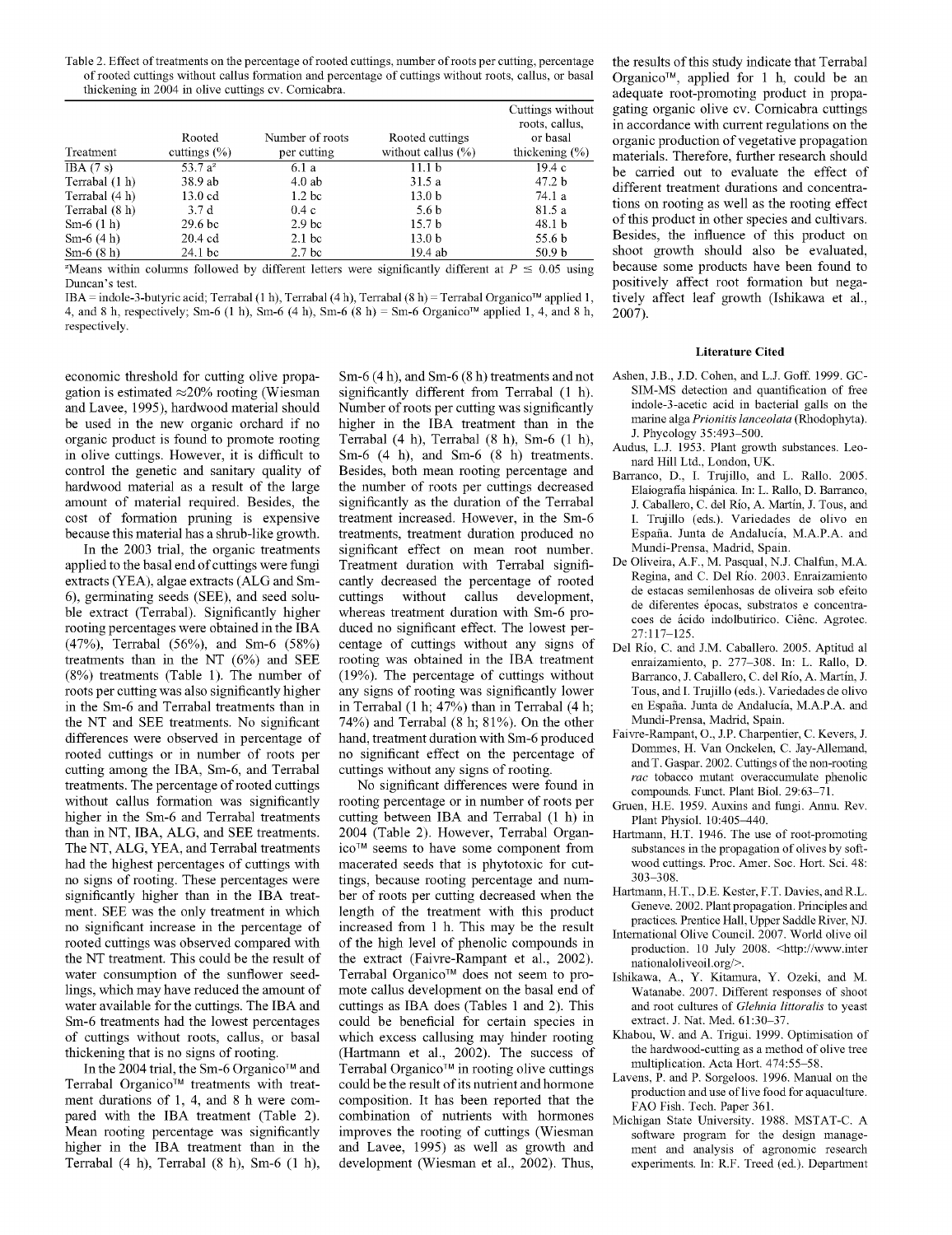Table 2. Effect of treatments on the percentage of rooted cuttings, number of roots per cutting, percentage of rooted cuttings without callus formation and percentage of cuttings without roots, callus, or basal thickening in 2004 in olive cuttings cv. Cornicabra.

| Treatment | Rooted cuttings (%) | Number of roots per cutting | Rooted cuttings without callus (%) | Cuttings without roots, callus, or basal thickening (%) |
|---|---|---|---|---|
| IBA (7 s) | 53.7 a[z] | 6.1 a | 11.1 b | 19.4 c |
| Terrabal (1 h) | 38.9 ab | 4.0 ab | 31.5 a | 47.2 b |
| Terrabal (4 h) | 13.0 cd | 1.2 bc | 13.0 b | 74.1 a |
| Terrabal (8 h) | 3.7 d | 0.4 c | 5.6 b | 81.5 a |
| Sm-6 (1 h) | 29.6 bc | 2.9 bc | 15.7 b | 48.1 b |
| Sm-6 (4 h) | 20.4 cd | 2.1 bc | 13.0 b | 55.6 b |
| Sm-6 (8 h) | 24.1 bc | 2.7 bc | 19.4 ab | 50.9 b |

[z]Means within columns followed by different letters were significantly different at $P \leq 0.05$ using Duncan's test.

IBA = indole-3-butyric acid; Terrabal (1 h), Terrabal (4 h), Terrabal (8 h) = Terrabal Organico™ applied 1, 4, and 8 h, respectively; Sm-6 (1 h), Sm-6 (4 h), Sm-6 (8 h) = Sm-6 Organico™ applied 1, 4, and 8 h, respectively.

economic threshold for cutting olive propagation is estimated ≈20% rooting (Wiesman and Lavee, 1995), hardwood material should be used in the new organic orchard if no organic product is found to promote rooting in olive cuttings. However, it is difficult to control the genetic and sanitary quality of hardwood material as a result of the large amount of material required. Besides, the cost of formation pruning is expensive because this material has a shrub-like growth.

In the 2003 trial, the organic treatments applied to the basal end of cuttings were fungi extracts (YEA), algae extracts (ALG and Sm-6), germinating seeds (SEE), and seed soluble extract (Terrabal). Significantly higher rooting percentages were obtained in the IBA (47%), Terrabal (56%), and Sm-6 (58%) treatments than in the NT (6%) and SEE (8%) treatments (Table 1). The number of roots per cutting was also significantly higher in the Sm-6 and Terrabal treatments than in the NT and SEE treatments. No significant differences were observed in percentage of rooted cuttings or in number of roots per cutting among the IBA, Sm-6, and Terrabal treatments. The percentage of rooted cuttings without callus formation was significantly higher in the Sm-6 and Terrabal treatments than in NT, IBA, ALG, and SEE treatments. The NT, ALG, YEA, and Terrabal treatments had the highest percentages of cuttings with no signs of rooting. These percentages were significantly higher than in the IBA treatment. SEE was the only treatment in which no significant increase in the percentage of rooted cuttings was observed compared with the NT treatment. This could be the result of water consumption of the sunflower seedlings, which may have reduced the amount of water available for the cuttings. The IBA and Sm-6 treatments had the lowest percentages of cuttings without roots, callus, or basal thickening that is no signs of rooting.

In the 2004 trial, the Sm-6 Organico™ and Terrabal Organico™ treatments with treatment durations of 1, 4, and 8 h were compared with the IBA treatment (Table 2). Mean rooting percentage was significantly higher in the IBA treatment than in the Terrabal (4 h), Terrabal (8 h), Sm-6 (1 h), Sm-6 (4 h), and Sm-6 (8 h) treatments and not significantly different from Terrabal (1 h). Number of roots per cutting was significantly higher in the IBA treatment than in the Terrabal (4 h), Terrabal (8 h), Sm-6 (1 h), Sm-6 (4 h), and Sm-6 (8 h) treatments. Besides, both mean rooting percentage and the number of roots per cuttings decreased significantly as the duration of the Terrabal treatment increased. However, in the Sm-6 treatments, treatment duration produced no significant effect on mean root number. Treatment duration with Terrabal significantly decreased the percentage of rooted cuttings without callus development, whereas treatment duration with Sm-6 produced no significant effect. The lowest percentage of cuttings without any signs of rooting was obtained in the IBA treatment (19%). The percentage of cuttings without any signs of rooting was significantly lower in Terrabal (1 h; 47%) than in Terrabal (4 h; 74%) and Terrabal (8 h; 81%). On the other hand, treatment duration with Sm-6 produced no significant effect on the percentage of cuttings without any signs of rooting.

No significant differences were found in rooting percentage or in number of roots per cutting between IBA and Terrabal (1 h) in 2004 (Table 2). However, Terrabal Organico™ seems to have some component from macerated seeds that is phytotoxic for cuttings, because rooting percentage and number of roots per cutting decreased when the length of the treatment with this product increased from 1 h. This may be the result of the high level of phenolic compounds in the extract (Faivre-Rampant et al., 2002). Terrabal Organico™ does not seem to promote callus development on the basal end of cuttings as IBA does (Tables 1 and 2). This could be beneficial for certain species in which excess callusing may hinder rooting (Hartmann et al., 2002). The success of Terrabal Organico™ in rooting olive cuttings could be the result of its nutrient and hormone composition. It has been reported that the combination of nutrients with hormones improves the rooting of cuttings (Wiesman and Lavee, 1995) as well as growth and development (Wiesman et al., 2002). Thus, the results of this study indicate that Terrabal Organico™, applied for 1 h, could be an adequate root-promoting product in propagating organic olive cv. Cornicabra cuttings in accordance with current regulations on the organic production of vegetative propagation materials. Therefore, further research should be carried out to evaluate the effect of different treatment durations and concentrations on rooting as well as the rooting effect of this product in other species and cultivars. Besides, the influence of this product on shoot growth should also be evaluated, because some products have been found to positively affect root formation but negatively affect leaf growth (Ishikawa et al., 2007).

## Literature Cited

Ashen, J.B., J.D. Cohen, and L.J. Goff. 1999. GC-SIM-MS detection and quantification of free indole-3-acetic acid in bacterial galls on the marine alga *Prionitis lanceolata* (Rhodophyta). J. Phycology 35:493–500.

Audus, L.J. 1953. Plant growth substances. Leonard Hill Ltd., London, UK.

Barranco, D., I. Trujillo, and L. Rallo. 2005. Elaiografía hispánica. In: L. Rallo, D. Barranco, J. Caballero, C. del Río, A. Martín, J. Tous, and I. Trujillo (eds.). Variedades de olivo en España. Junta de Andalucía, M.A.P.A. and Mundi-Prensa, Madrid, Spain.

De Oliveira, A.F., M. Pasqual, N.J. Chalfun, M.A. Regina, and C. Del Río. 2003. Enraizamiento de estacas semilenhosas de oliveira sob efeito de diferentes épocas, substratos e concentracoes de ácido indolbutírico. Ciênc. Agrotec. 27:117–125.

Del Río, C. and J.M. Caballero. 2005. Aptitud al enraizamiento, p. 277–308. In: L. Rallo, D. Barranco, J. Caballero, C. del Río, A. Martín, J. Tous, and I. Trujillo (eds.). Variedades de olivo en España. Junta de Andalucía, M.A.P.A. and Mundi-Prensa, Madrid, Spain.

Faivre-Rampant, O., J.P. Charpentier, C. Kevers, J. Dommes, H. Van Onckelen, C. Jay-Allemand, and T. Gaspar. 2002. Cuttings of the non-rooting *rac* tobacco mutant overaccumulate phenolic compounds. Funct. Plant Biol. 29:63–71.

Gruen, H.E. 1959. Auxins and fungi. Annu. Rev. Plant Physiol. 10:405–440.

Hartmann, H.T. 1946. The use of root-promoting substances in the propagation of olives by softwood cuttings. Proc. Amer. Soc. Hort. Sci. 48: 303–308.

Hartmann, H.T., D.E. Kester, F.T. Davies, and R.L. Geneve. 2002. Plant propagation. Principles and practices. Prentice Hall, Upper Saddle River, NJ.

International Olive Council. 2007. World olive oil production. 10 July 2008. <http://www.internationaloliveoil.org/>.

Ishikawa, A., Y. Kitamura, Y. Ozeki, and M. Watanabe. 2007. Different responses of shoot and root cultures of *Glehnia littoralis* to yeast extract. J. Nat. Med. 61:30–37.

Khabou, W. and A. Trigui. 1999. Optimisation of the hardwood-cutting as a method of olive tree multiplication. Acta Hort. 474:55–58.

Lavens, P. and P. Sorgeloos. 1996. Manual on the production and use of live food for aquaculture. FAO Fish. Tech. Paper 361.

Michigan State University. 1988. MSTAT-C. A software program for the design management and analysis of agronomic research experiments. In: R.F. Treed (ed.). Department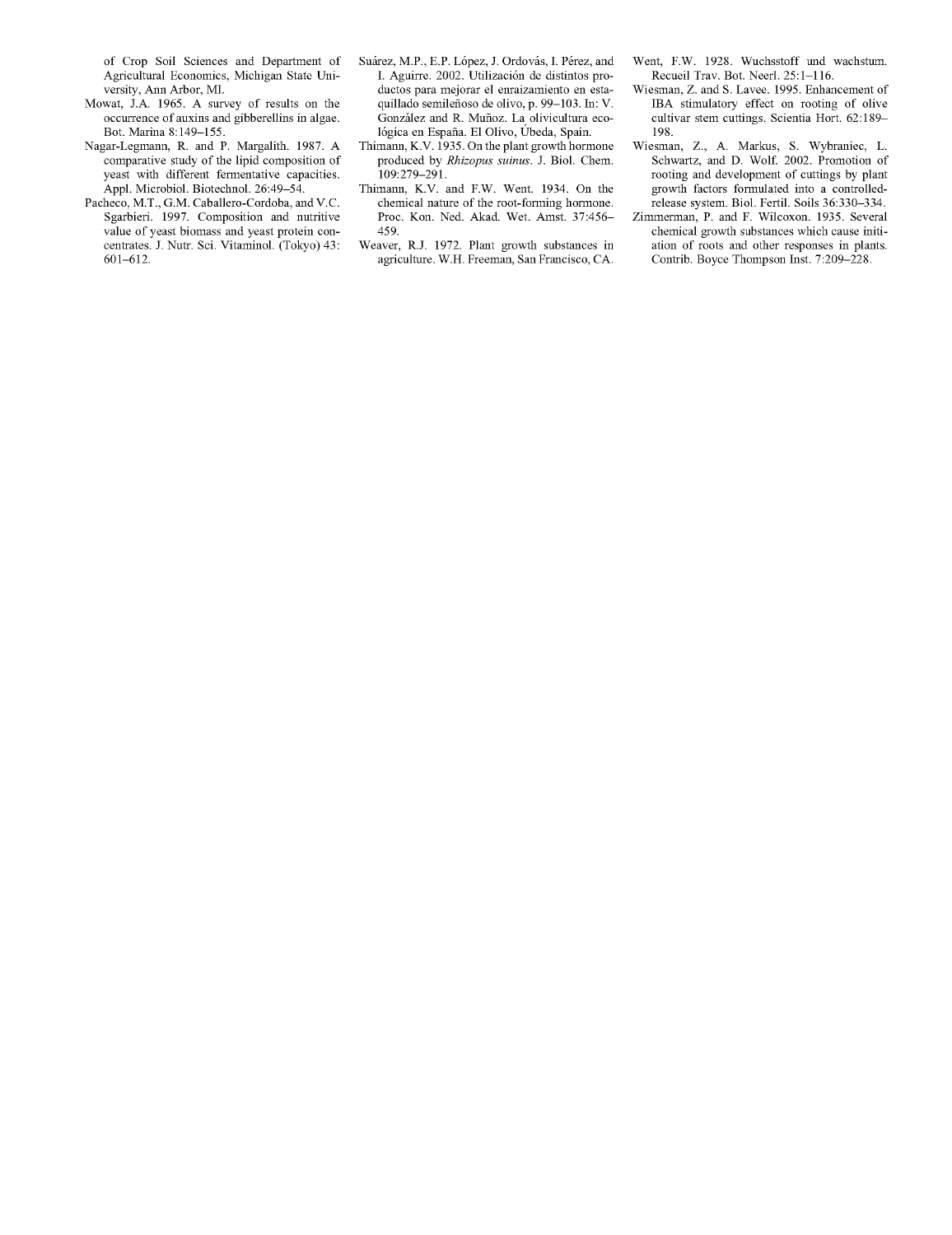of Crop Soil Sciences and Department of Agricultural Economics, Michigan State University, Ann Arbor, MI.

Mowat, J.A. 1965. A survey of results on the occurrence of auxins and gibberellins in algae. Bot. Marina 8:149–155.

Nagar-Legmann, R. and P. Margalith. 1987. A comparative study of the lipid composition of yeast with different fermentative capacities. Appl. Microbiol. Biotechnol. 26:49–54.

Pacheco, M.T., G.M. Caballero-Cordoba, and V.C. Sgarbieri. 1997. Composition and nutritive value of yeast biomass and yeast protein concentrates. J. Nutr. Sci. Vitaminol. (Tokyo) 43: 601–612.

Suárez, M.P., E.P. López, J. Ordovás, I. Pérez, and I. Aguirre. 2002. Utilización de distintos productos para mejorar el enraizamiento en estaquillado semileñoso de olivo, p. 99–103. In: V. González and R. Muñoz. La olivicultura ecológica en España. El Olivo, Úbeda, Spain.

Thimann, K.V. 1935. On the plant growth hormone produced by *Rhizopus suinus*. J. Biol. Chem. 109:279–291.

Thimann, K.V. and F.W. Went. 1934. On the chemical nature of the root-forming hormone. Proc. Kon. Ned. Akad. Wet. Amst. 37:456–459.

Weaver, R.J. 1972. Plant growth substances in agriculture. W.H. Freeman, San Francisco, CA.

Went, F.W. 1928. Wuchsstoff und wachstum. Recueil Trav. Bot. Neerl. 25:1–116.

Wiesman, Z. and S. Lavee. 1995. Enhancement of IBA stimulatory effect on rooting of olive cultivar stem cuttings. Scientia Hort. 62:189–198.

Wiesman, Z., A. Markus, S. Wybraniec, L. Schwartz, and D. Wolf. 2002. Promotion of rooting and development of cuttings by plant growth factors formulated into a controlled-release system. Biol. Fertil. Soils 36:330–334.

Zimmerman, P. and F. Wilcoxon. 1935. Several chemical growth substances which cause initiation of roots and other responses in plants. Contrib. Boyce Thompson Inst. 7:209–228.